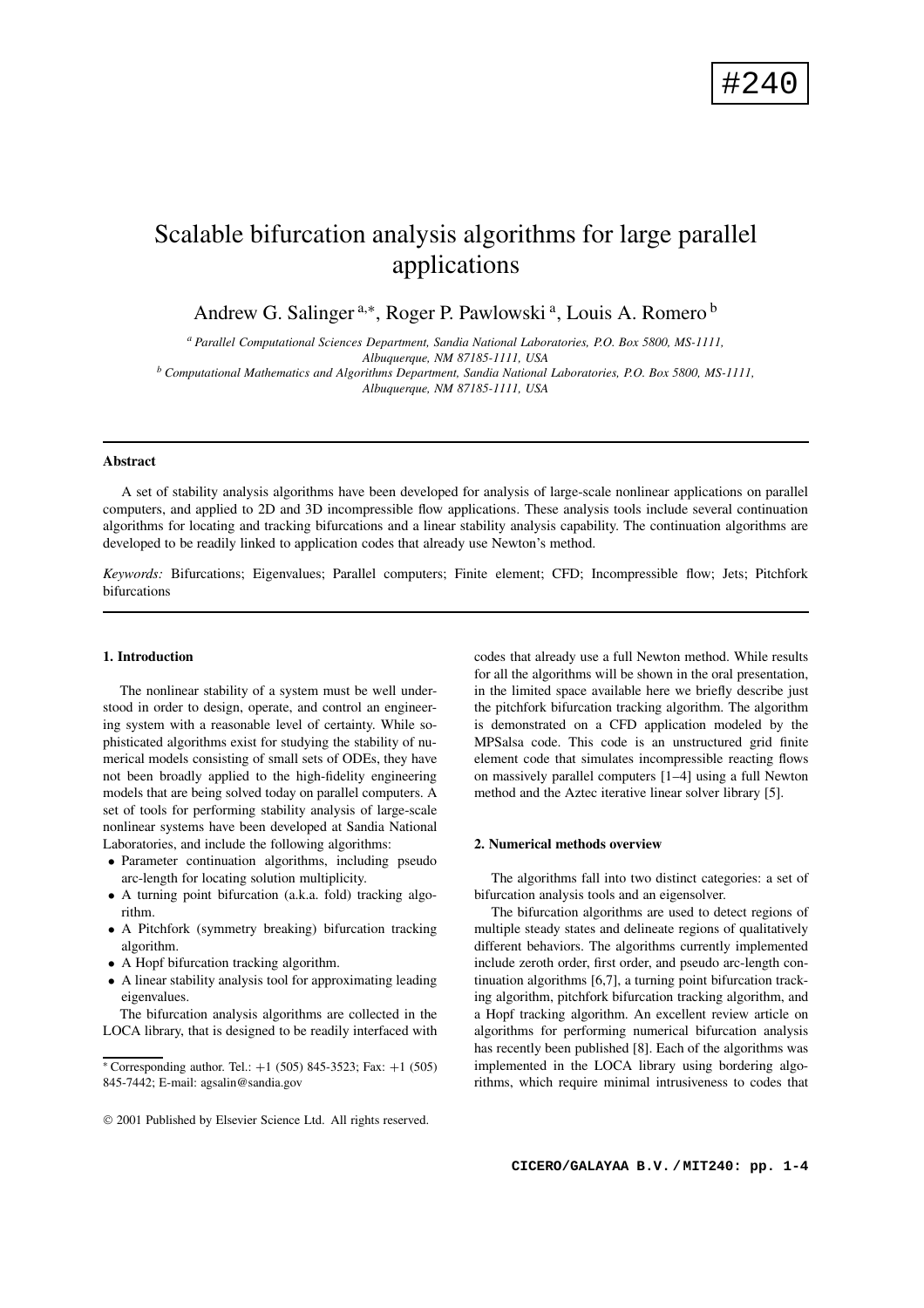# Scalable bifurcation analysis algorithms for large parallel applications

Andrew G. Salinger [a,*], Roger P. Pawlowski [a], Louis A. Romero [b]

[a] *Parallel Computational Sciences Department, Sandia National Laboratories, P.O. Box 5800, MS-1111, Albuquerque, NM 87185-1111, USA*

[b] *Computational Mathematics and Algorithms Department, Sandia National Laboratories, P.O. Box 5800, MS-1111, Albuquerque, NM 87185-1111, USA*

---

**Abstract**

A set of stability analysis algorithms have been developed for analysis of large-scale nonlinear applications on parallel computers, and applied to 2D and 3D incompressible flow applications. These analysis tools include several continuation algorithms for locating and tracking bifurcations and a linear stability analysis capability. The continuation algorithms are developed to be readily linked to application codes that already use Newton's method.

*Keywords:* Bifurcations; Eigenvalues; Parallel computers; Finite element; CFD; Incompressible flow; Jets; Pitchfork bifurcations

---

## 1. Introduction

The nonlinear stability of a system must be well understood in order to design, operate, and control an engineering system with a reasonable level of certainty. While sophisticated algorithms exist for studying the stability of numerical models consisting of small sets of ODEs, they have not been broadly applied to the high-fidelity engineering models that are being solved today on parallel computers. A set of tools for performing stability analysis of large-scale nonlinear systems have been developed at Sandia National Laboratories, and include the following algorithms:

- Parameter continuation algorithms, including pseudo arc-length for locating solution multiplicity.
- A turning point bifurcation (a.k.a. fold) tracking algorithm.
- A Pitchfork (symmetry breaking) bifurcation tracking algorithm.
- A Hopf bifurcation tracking algorithm.
- A linear stability analysis tool for approximating leading eigenvalues.

The bifurcation analysis algorithms are collected in the LOCA library, that is designed to be readily interfaced with codes that already use a full Newton method. While results for all the algorithms will be shown in the oral presentation, in the limited space available here we briefly describe just the pitchfork bifurcation tracking algorithm. The algorithm is demonstrated on a CFD application modeled by the MPSalsa code. This code is an unstructured grid finite element code that simulates incompressible reacting flows on massively parallel computers [1–4] using a full Newton method and the Aztec iterative linear solver library [5].

## 2. Numerical methods overview

The algorithms fall into two distinct categories: a set of bifurcation analysis tools and an eigensolver.

The bifurcation algorithms are used to detect regions of multiple steady states and delineate regions of qualitatively different behaviors. The algorithms currently implemented include zeroth order, first order, and pseudo arc-length continuation algorithms [6,7], a turning point bifurcation tracking algorithm, pitchfork bifurcation tracking algorithm, and a Hopf tracking algorithm. An excellent review article on algorithms for performing numerical bifurcation analysis has recently been published [8]. Each of the algorithms was implemented in the LOCA library using bordering algorithms, which require minimal intrusiveness to codes that

---

\* Corresponding author. Tel.: +1 (505) 845-3523; Fax: +1 (505) 845-7442; E-mail: agsalin@sandia.gov

© 2001 Published by Elsevier Science Ltd. All rights reserved.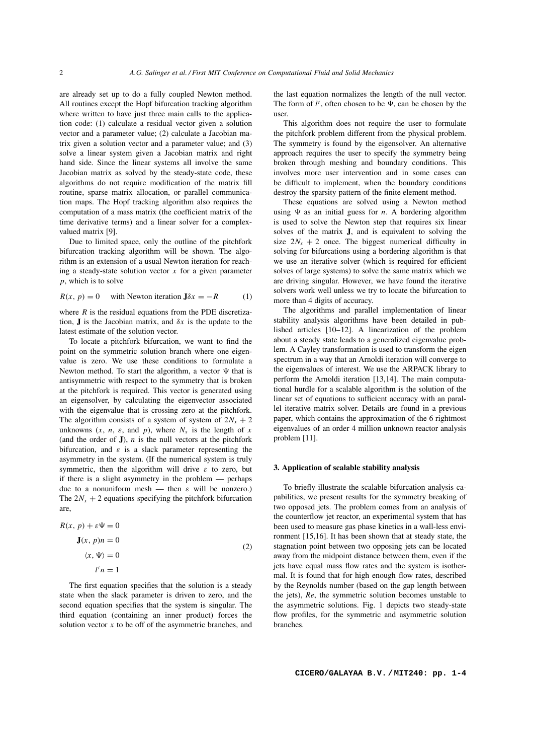are already set up to do a fully coupled Newton method. All routines except the Hopf bifurcation tracking algorithm where written to have just three main calls to the application code: (1) calculate a residual vector given a solution vector and a parameter value; (2) calculate a Jacobian matrix given a solution vector and a parameter value; and (3) solve a linear system given a Jacobian matrix and right hand side. Since the linear systems all involve the same Jacobian matrix as solved by the steady-state code, these algorithms do not require modification of the matrix fill routine, sparse matrix allocation, or parallel communication maps. The Hopf tracking algorithm also requires the computation of a mass matrix (the coefficient matrix of the time derivative terms) and a linear solver for a complex-valued matrix [9].

Due to limited space, only the outline of the pitchfork bifurcation tracking algorithm will be shown. The algorithm is an extension of a usual Newton iteration for reaching a steady-state solution vector $x$ for a given parameter $p$, which is to solve

$$R(x, p) = 0 \quad \text{with Newton iteration } \mathbf{J}\delta x = -R \tag{1}$$

where $R$ is the residual equations from the PDE discretization, $\mathbf{J}$ is the Jacobian matrix, and $\delta x$ is the update to the latest estimate of the solution vector.

To locate a pitchfork bifurcation, we want to find the point on the symmetric solution branch where one eigenvalue is zero. We use these conditions to formulate a Newton method. To start the algorithm, a vector $\Psi$ that is antisymmetric with respect to the symmetry that is broken at the pitchfork is required. This vector is generated using an eigensolver, by calculating the eigenvector associated with the eigenvalue that is crossing zero at the pitchfork. The algorithm consists of a system of system of $2N_x + 2$ unknowns ($x$, $n$, $\varepsilon$, and $p$), where $N_x$ is the length of $x$ (and the order of $\mathbf{J}$), $n$ is the null vectors at the pitchfork bifurcation, and $\varepsilon$ is a slack parameter representing the asymmetry in the system. (If the numerical system is truly symmetric, then the algorithm will drive $\varepsilon$ to zero, but if there is a slight asymmetry in the problem — perhaps due to a nonuniform mesh — then $\varepsilon$ will be nonzero.) The $2N_x + 2$ equations specifying the pitchfork bifurcation are,

$$\begin{aligned} R(x, p) + \varepsilon\Psi &= 0 \\ \mathbf{J}(x, p)n &= 0 \\ \langle x, \Psi\rangle &= 0 \\ l^t n &= 1 \end{aligned} \tag{2}$$

The first equation specifies that the solution is a steady state when the slack parameter is driven to zero, and the second equation specifies that the system is singular. The third equation (containing an inner product) forces the solution vector $x$ to be off of the asymmetric branches, and the last equation normalizes the length of the null vector. The form of $l^t$, often chosen to be $\Psi$, can be chosen by the user.

This algorithm does not require the user to formulate the pitchfork problem different from the physical problem. The symmetry is found by the eigensolver. An alternative approach requires the user to specify the symmetry being broken through meshing and boundary conditions. This involves more user intervention and in some cases can be difficult to implement, when the boundary conditions destroy the sparsity pattern of the finite element method.

These equations are solved using a Newton method using $\Psi$ as an initial guess for $n$. A bordering algorithm is used to solve the Newton step that requires six linear solves of the matrix $\mathbf{J}$, and is equivalent to solving the size $2N_x + 2$ once. The biggest numerical difficulty in solving for bifurcations using a bordering algorithm is that we use an iterative solver (which is required for efficient solves of large systems) to solve the same matrix which we are driving singular. However, we have found the iterative solvers work well unless we try to locate the bifurcation to more than 4 digits of accuracy.

The algorithms and parallel implementation of linear stability analysis algorithms have been detailed in published articles [10–12]. A linearization of the problem about a steady state leads to a generalized eigenvalue problem. A Cayley transformation is used to transform the eigen spectrum in a way that an Arnoldi iteration will converge to the eigenvalues of interest. We use the ARPACK library to perform the Arnoldi iteration [13,14]. The main computational hurdle for a scalable algorithm is the solution of the linear set of equations to sufficient accuracy with an parallel iterative matrix solver. Details are found in a previous paper, which contains the approximation of the 6 rightmost eigenvalues of an order 4 million unknown reactor analysis problem [11].

## 3. Application of scalable stability analysis

To briefly illustrate the scalable bifurcation analysis capabilities, we present results for the symmetry breaking of two opposed jets. The problem comes from an analysis of the counterflow jet reactor, an experimental system that has been used to measure gas phase kinetics in a wall-less environment [15,16]. It has been shown that at steady state, the stagnation point between two opposing jets can be located away from the midpoint distance between them, even if the jets have equal mass flow rates and the system is isothermal. It is found that for high enough flow rates, described by the Reynolds number (based on the gap length between the jets), $Re$, the symmetric solution becomes unstable to the asymmetric solutions. Fig. 1 depicts two steady-state flow profiles, for the symmetric and asymmetric solution branches.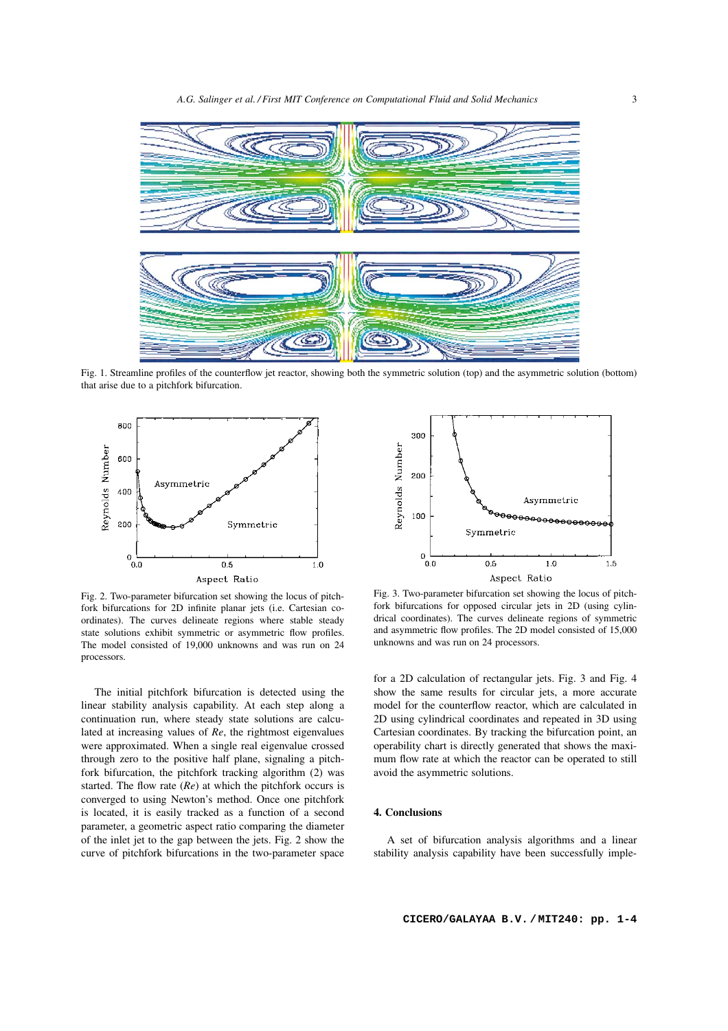Fig. 1. Streamline profiles of the counterflow jet reactor, showing both the symmetric solution (top) and the asymmetric solution (bottom) that arise due to a pitchfork bifurcation.

Fig. 2. Two-parameter bifurcation set showing the locus of pitchfork bifurcations for 2D infinite planar jets (i.e. Cartesian coordinates). The curves delineate regions where stable steady state solutions exhibit symmetric or asymmetric flow profiles. The model consisted of 19,000 unknowns and was run on 24 processors.

Fig. 3. Two-parameter bifurcation set showing the locus of pitchfork bifurcations for opposed circular jets in 2D (using cylindrical coordinates). The curves delineate regions of symmetric and asymmetric flow profiles. The 2D model consisted of 15,000 unknowns and was run on 24 processors.

The initial pitchfork bifurcation is detected using the linear stability analysis capability. At each step along a continuation run, where steady state solutions are calculated at increasing values of *Re*, the rightmost eigenvalues were approximated. When a single real eigenvalue crossed through zero to the positive half plane, signaling a pitchfork bifurcation, the pitchfork tracking algorithm (2) was started. The flow rate (*Re*) at which the pitchfork occurs is converged to using Newton's method. Once one pitchfork is located, it is easily tracked as a function of a second parameter, a geometric aspect ratio comparing the diameter of the inlet jet to the gap between the jets. Fig. 2 show the curve of pitchfork bifurcations in the two-parameter space for a 2D calculation of rectangular jets. Fig. 3 and Fig. 4 show the same results for circular jets, a more accurate model for the counterflow reactor, which are calculated in 2D using cylindrical coordinates and repeated in 3D using Cartesian coordinates. By tracking the bifurcation point, an operability chart is directly generated that shows the maximum flow rate at which the reactor can be operated to still avoid the asymmetric solutions.

## 4. Conclusions

A set of bifurcation analysis algorithms and a linear stability analysis capability have been successfully imple-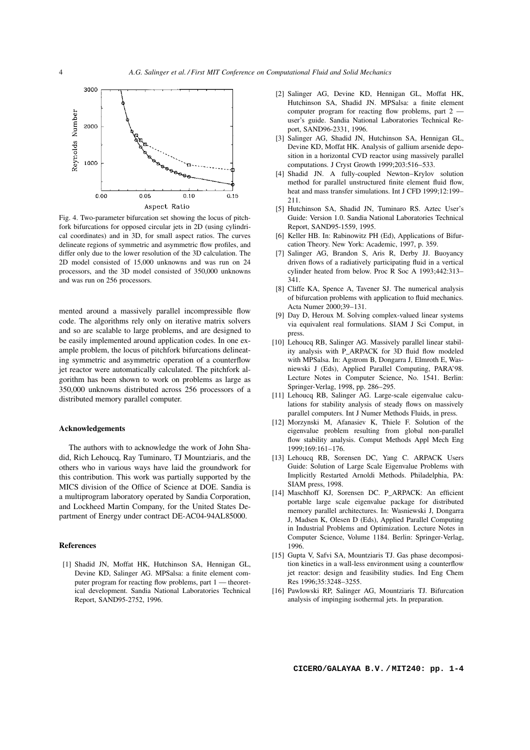3000

2000

1000

Reynolds Number

0.00 0.05 0.10 0.15

Aspect Ratio

Fig. 4. Two-parameter bifurcation set showing the locus of pitchfork bifurcations for opposed circular jets in 2D (using cylindrical coordinates) and in 3D, for small aspect ratios. The curves delineate regions of symmetric and asymmetric flow profiles, and differ only due to the lower resolution of the 3D calculation. The 2D model consisted of 15,000 unknowns and was run on 24 processors, and the 3D model consisted of 350,000 unknowns and was run on 256 processors.

mented around a massively parallel incompressible flow code. The algorithms rely only on iterative matrix solvers and so are scalable to large problems, and are designed to be easily implemented around application codes. In one example problem, the locus of pitchfork bifurcations delineating symmetric and asymmetric operation of a counterflow jet reactor were automatically calculated. The pitchfork algorithm has been shown to work on problems as large as 350,000 unknowns distributed across 256 processors of a distributed memory parallel computer.

## Acknowledgements

The authors with to acknowledge the work of John Shadid, Rich Lehoucq, Ray Tuminaro, TJ Mountziaris, and the others who in various ways have laid the groundwork for this contribution. This work was partially supported by the MICS division of the Office of Science at DOE. Sandia is a multiprogram laboratory operated by Sandia Corporation, and Lockheed Martin Company, for the United States Department of Energy under contract DE-AC04-94AL85000.

## References

[1] Shadid JN, Moffat HK, Hutchinson SA, Hennigan GL, Devine KD, Salinger AG. MPSalsa: a finite element computer program for reacting flow problems, part 1 — theoretical development. Sandia National Laboratories Technical Report, SAND95-2752, 1996.

[2] Salinger AG, Devine KD, Hennigan GL, Moffat HK, Hutchinson SA, Shadid JN. MPSalsa: a finite element computer program for reacting flow problems, part 2 — user's guide. Sandia National Laboratories Technical Report, SAND96-2331, 1996.

[3] Salinger AG, Shadid JN, Hutchinson SA, Hennigan GL, Devine KD, Moffat HK. Analysis of gallium arsenide deposition in a horizontal CVD reactor using massively parallel computations. J Cryst Growth 1999;203:516–533.

[4] Shadid JN. A fully-coupled Newton–Krylov solution method for parallel unstructured finite element fluid flow, heat and mass transfer simulations. Int J CFD 1999;12:199–211.

[5] Hutchinson SA, Shadid JN, Tuminaro RS. Aztec User's Guide: Version 1.0. Sandia National Laboratories Technical Report, SAND95-1559, 1995.

[6] Keller HB. In: Rabinowitz PH (Ed), Applications of Bifurcation Theory. New York: Academic, 1997, p. 359.

[7] Salinger AG, Brandon S, Aris R, Derby JJ. Buoyancy driven flows of a radiatively participating fluid in a vertical cylinder heated from below. Proc R Soc A 1993;442:313–341.

[8] Cliffe KA, Spence A, Tavener SJ. The numerical analysis of bifurcation problems with application to fluid mechanics. Acta Numer 2000;39–131.

[9] Day D, Heroux M. Solving complex-valued linear systems via equivalent real formulations. SIAM J Sci Comput, in press.

[10] Lehoucq RB, Salinger AG. Massively parallel linear stability analysis with P_ARPACK for 3D fluid flow modeled with MPSalsa. In: Agstrom B, Dongarra J, Elmroth E, Wasniewski J (Eds), Applied Parallel Computing, PARA'98. Lecture Notes in Computer Science, No. 1541. Berlin: Springer-Verlag, 1998, pp. 286–295.

[11] Lehoucq RB, Salinger AG. Large-scale eigenvalue calculations for stability analysis of steady flows on massively parallel computers. Int J Numer Methods Fluids, in press.

[12] Morzynski M, Afanasiev K, Thiele F. Solution of the eigenvalue problem resulting from global non-parallel flow stability analysis. Comput Methods Appl Mech Eng 1999;169:161–176.

[13] Lehoucq RB, Sorensen DC, Yang C. ARPACK Users Guide: Solution of Large Scale Eigenvalue Problems with Implicitly Restarted Arnoldi Methods. Philadelphia, PA: SIAM press, 1998.

[14] Maschhoff KJ, Sorensen DC. P_ARPACK: An efficient portable large scale eigenvalue package for distributed memory parallel architectures. In: Wasniewski J, Dongarra J, Madsen K, Olesen D (Eds), Applied Parallel Computing in Industrial Problems and Optimization. Lecture Notes in Computer Science, Volume 1184. Berlin: Springer-Verlag, 1996.

[15] Gupta V, Safvi SA, Mountziaris TJ. Gas phase decomposition kinetics in a wall-less environment using a counterflow jet reactor: design and feasibility studies. Ind Eng Chem Res 1996;35:3248–3255.

[16] Pawlowski RP, Salinger AG, Mountziaris TJ. Bifurcation analysis of impinging isothermal jets. In preparation.